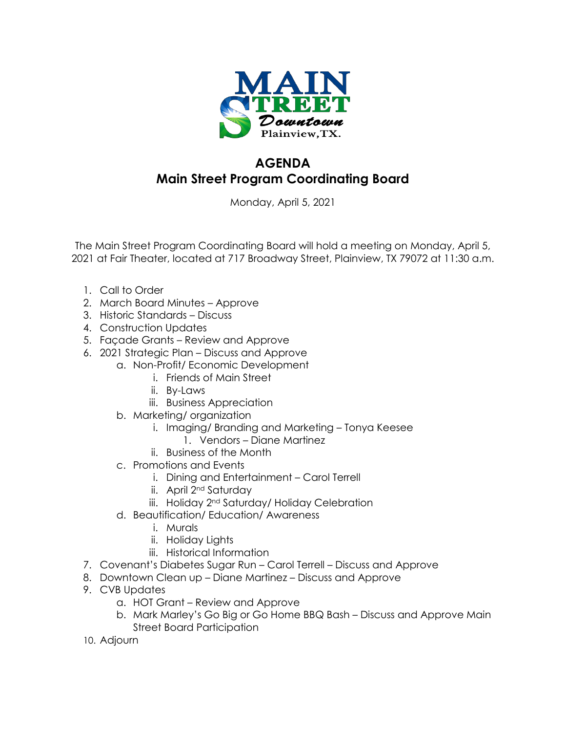# AGENDA
## Main Street Program Coordinating Board

Monday, April 5, 2021

The Main Street Program Coordinating Board will hold a meeting on Monday, April 5, 2021 at Fair Theater, located at 717 Broadway Street, Plainview, TX 79072 at 11:30 a.m.

1. Call to Order
2. March Board Minutes – Approve
3. Historic Standards – Discuss
4. Construction Updates
5. Façade Grants – Review and Approve
6. 2021 Strategic Plan – Discuss and Approve
    a. Non-Profit/ Economic Development
        i. Friends of Main Street
        ii. By-Laws
        iii. Business Appreciation
    b. Marketing/ organization
        i. Imaging/ Branding and Marketing – Tonya Keesee
            1. Vendors – Diane Martinez
        ii. Business of the Month
    c. Promotions and Events
        i. Dining and Entertainment – Carol Terrell
        ii. April 2nd Saturday
        iii. Holiday 2nd Saturday/ Holiday Celebration
    d. Beautification/ Education/ Awareness
        i. Murals
        ii. Holiday Lights
        iii. Historical Information
7. Covenant's Diabetes Sugar Run – Carol Terrell – Discuss and Approve
8. Downtown Clean up – Diane Martinez – Discuss and Approve
9. CVB Updates
    a. HOT Grant – Review and Approve
    b. Mark Marley's Go Big or Go Home BBQ Bash – Discuss and Approve Main Street Board Participation
10. Adjourn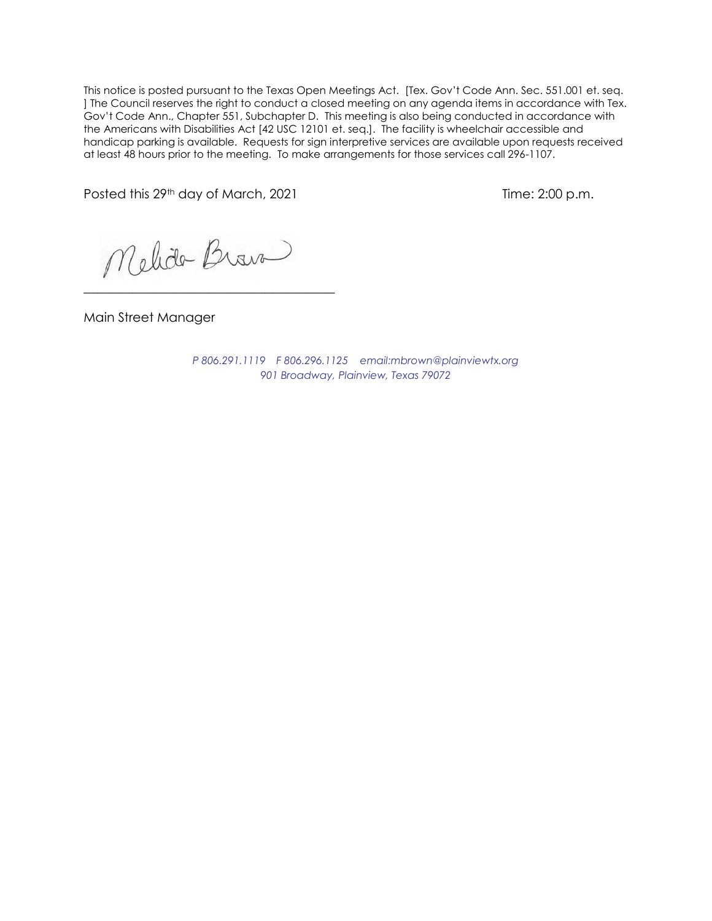This notice is posted pursuant to the Texas Open Meetings Act. [Tex. Gov't Code Ann. Sec. 551.001 et. seq. ] The Council reserves the right to conduct a closed meeting on any agenda items in accordance with Tex. Gov't Code Ann., Chapter 551, Subchapter D. This meeting is also being conducted in accordance with the Americans with Disabilities Act [42 USC 12101 et. seq.]. The facility is wheelchair accessible and handicap parking is available. Requests for sign interpretive services are available upon requests received at least 48 hours prior to the meeting. To make arrangements for those services call 296-1107.

Posted this 29th day of March, 2021 Time: 2:00 p.m.

\_\_\_\_\_\_\_\_\_\_\_\_\_\_\_\_\_\_\_\_\_\_\_\_\_\_\_\_\_\_\_\_\_\_\_\_\_\_\_\_

Main Street Manager

*P 806.291.1119 F 806.296.1125 email:mbrown@plainviewtx.org*
*901 Broadway, Plainview, Texas 79072*